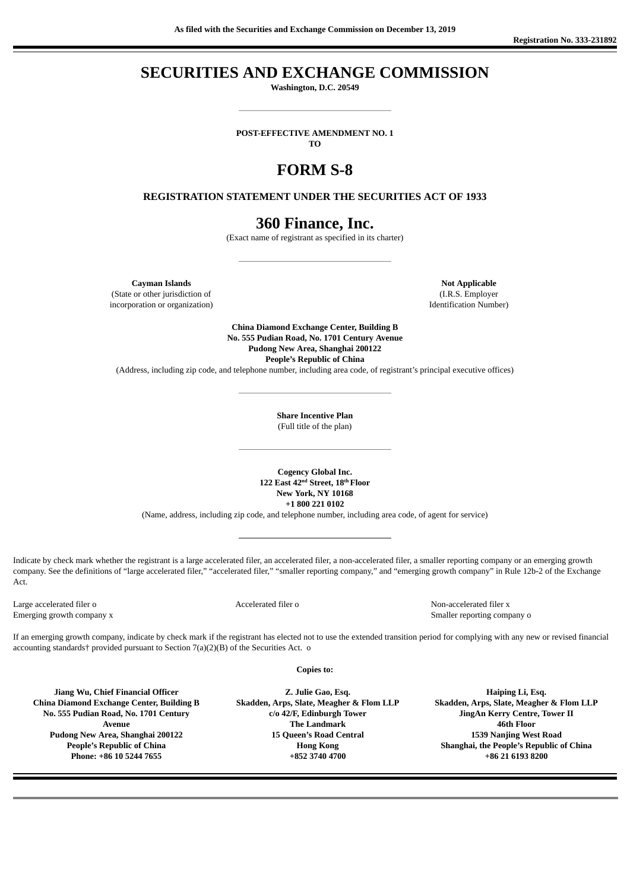As filed with the Securities and Exchange Commission on December 13, 2019

Registration No. 333-231892

# SECURITIES AND EXCHANGE COMMISSION

**Washington, D.C. 20549**

---

**POST-EFFECTIVE AMENDMENT NO. 1**
**TO**

# FORM S-8

**REGISTRATION STATEMENT UNDER THE SECURITIES ACT OF 1933**

# 360 Finance, Inc.

(Exact name of registrant as specified in its charter)

---

| **Cayman Islands** | **Not Applicable** |
|---|---|
| (State or other jurisdiction of incorporation or organization) | (I.R.S. Employer Identification Number) |

**China Diamond Exchange Center, Building B**
**No. 555 Pudian Road, No. 1701 Century Avenue**
**Pudong New Area, Shanghai 200122**
**People's Republic of China**
(Address, including zip code, and telephone number, including area code, of registrant's principal executive offices)

---

**Share Incentive Plan**
(Full title of the plan)

---

**Cogency Global Inc.**
**122 East 42nd Street, 18th Floor**
**New York, NY 10168**
**+1 800 221 0102**
(Name, address, including zip code, and telephone number, including area code, of agent for service)

---

Indicate by check mark whether the registrant is a large accelerated filer, an accelerated filer, a non-accelerated filer, a smaller reporting company or an emerging growth company. See the definitions of "large accelerated filer," "accelerated filer," "smaller reporting company," and "emerging growth company" in Rule 12b-2 of the Exchange Act.

| | | |
|---|---|---|
| Large accelerated filer o | Accelerated filer o | Non-accelerated filer x |
| Emerging growth company x | | Smaller reporting company o |

If an emerging growth company, indicate by check mark if the registrant has elected not to use the extended transition period for complying with any new or revised financial accounting standards† provided pursuant to Section 7(a)(2)(B) of the Securities Act. o

**Copies to:**

| | | |
|---|---|---|
| **Jiang Wu, Chief Financial Officer** | **Z. Julie Gao, Esq.** | **Haiping Li, Esq.** |
| **China Diamond Exchange Center, Building B** | **Skadden, Arps, Slate, Meagher & Flom LLP** | **Skadden, Arps, Slate, Meagher & Flom LLP** |
| **No. 555 Pudian Road, No. 1701 Century Avenue** | **c/o 42/F, Edinburgh Tower** | **JingAn Kerry Centre, Tower II** |
| **Pudong New Area, Shanghai 200122** | **The Landmark** | **46th Floor** |
| **People's Republic of China** | **15 Queen's Road Central** | **1539 Nanjing West Road** |
| **Phone: +86 10 5244 7655** | **Hong Kong** | **Shanghai, the People's Republic of China** |
| | **+852 3740 4700** | **+86 21 6193 8200** |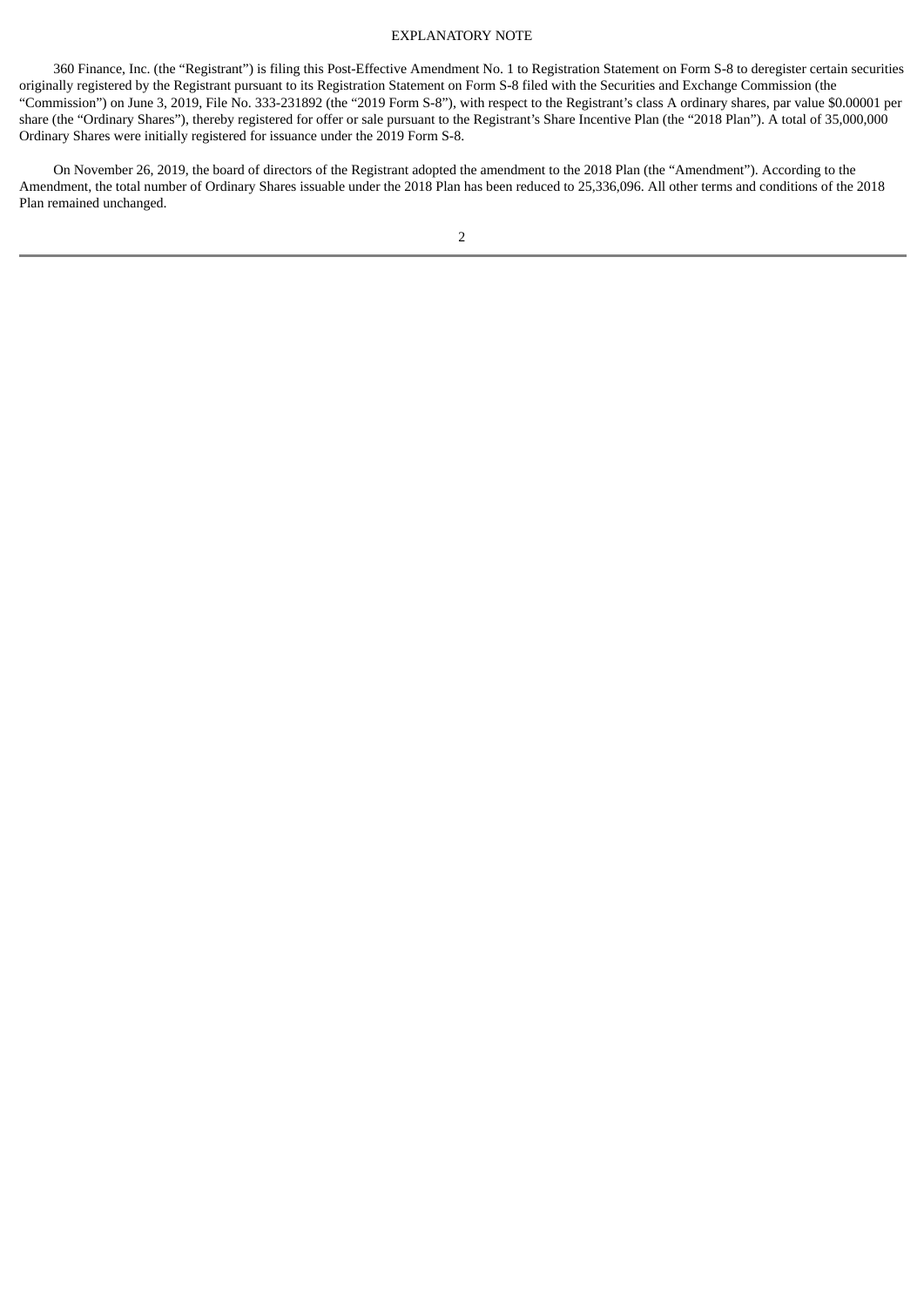# EXPLANATORY NOTE

360 Finance, Inc. (the "Registrant") is filing this Post-Effective Amendment No. 1 to Registration Statement on Form S-8 to deregister certain securities originally registered by the Registrant pursuant to its Registration Statement on Form S-8 filed with the Securities and Exchange Commission (the "Commission") on June 3, 2019, File No. 333-231892 (the "2019 Form S-8"), with respect to the Registrant's class A ordinary shares, par value $0.00001 per share (the "Ordinary Shares"), thereby registered for offer or sale pursuant to the Registrant's Share Incentive Plan (the "2018 Plan"). A total of 35,000,000 Ordinary Shares were initially registered for issuance under the 2019 Form S-8.

On November 26, 2019, the board of directors of the Registrant adopted the amendment to the 2018 Plan (the "Amendment"). According to the Amendment, the total number of Ordinary Shares issuable under the 2018 Plan has been reduced to 25,336,096. All other terms and conditions of the 2018 Plan remained unchanged.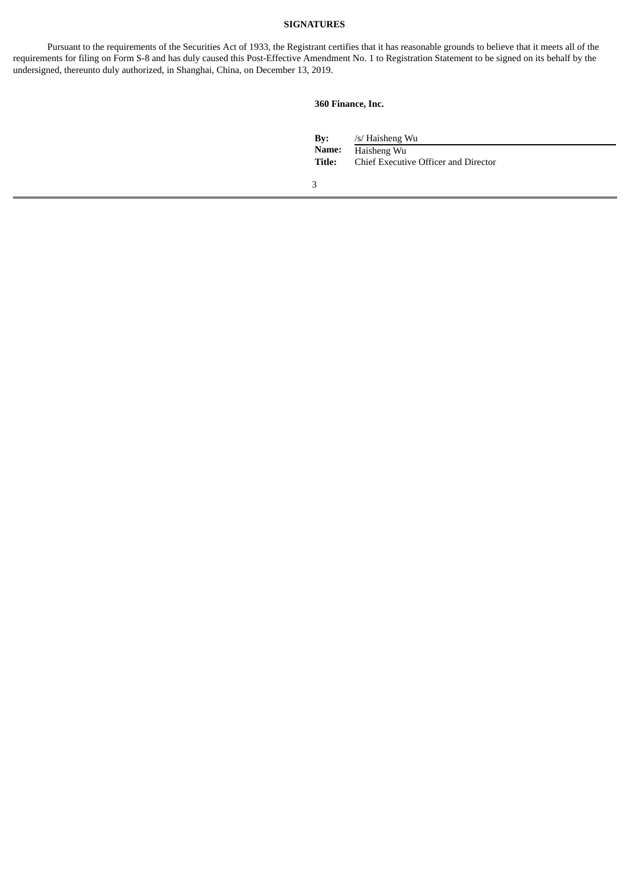**SIGNATURES**

Pursuant to the requirements of the Securities Act of 1933, the Registrant certifies that it has reasonable grounds to believe that it meets all of the requirements for filing on Form S-8 and has duly caused this Post-Effective Amendment No. 1 to Registration Statement to be signed on its behalf by the undersigned, thereunto duly authorized, in Shanghai, China, on December 13, 2019.

**360 Finance, Inc.**

| | |
|---|---|
| **By:** | /s/ Haisheng Wu |
| **Name:** | Haisheng Wu |
| **Title:** | Chief Executive Officer and Director |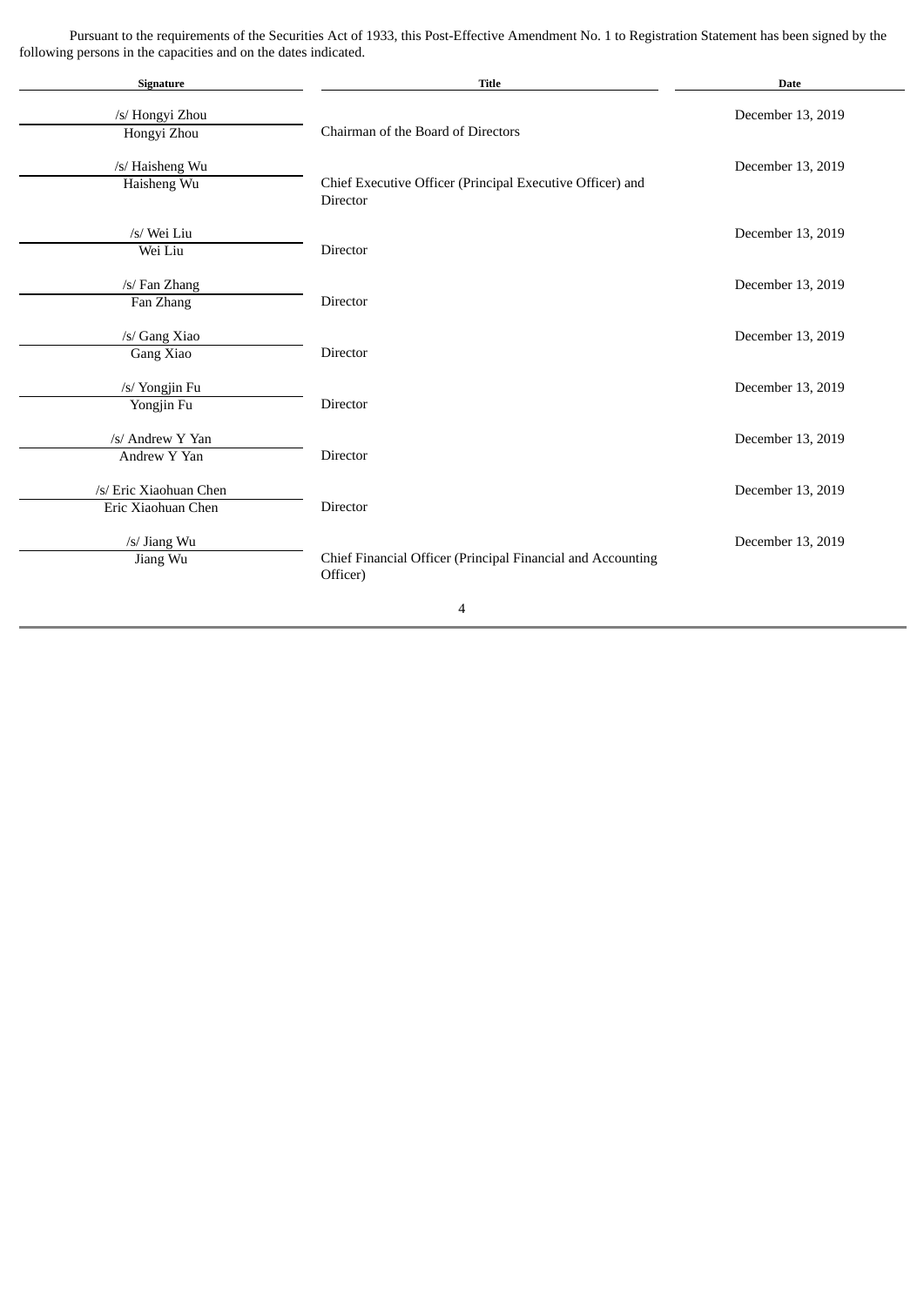Pursuant to the requirements of the Securities Act of 1933, this Post-Effective Amendment No. 1 to Registration Statement has been signed by the following persons in the capacities and on the dates indicated.

| Signature | Title | Date |
| --- | --- | --- |
| /s/ Hongyi Zhou<br>Hongyi Zhou | Chairman of the Board of Directors | December 13, 2019 |
| /s/ Haisheng Wu<br>Haisheng Wu | Chief Executive Officer (Principal Executive Officer) and Director | December 13, 2019 |
| /s/ Wei Liu<br>Wei Liu | Director | December 13, 2019 |
| /s/ Fan Zhang<br>Fan Zhang | Director | December 13, 2019 |
| /s/ Gang Xiao<br>Gang Xiao | Director | December 13, 2019 |
| /s/ Yongjin Fu<br>Yongjin Fu | Director | December 13, 2019 |
| /s/ Andrew Y Yan<br>Andrew Y Yan | Director | December 13, 2019 |
| /s/ Eric Xiaohuan Chen<br>Eric Xiaohuan Chen | Director | December 13, 2019 |
| /s/ Jiang Wu<br>Jiang Wu | Chief Financial Officer (Principal Financial and Accounting Officer) | December 13, 2019 |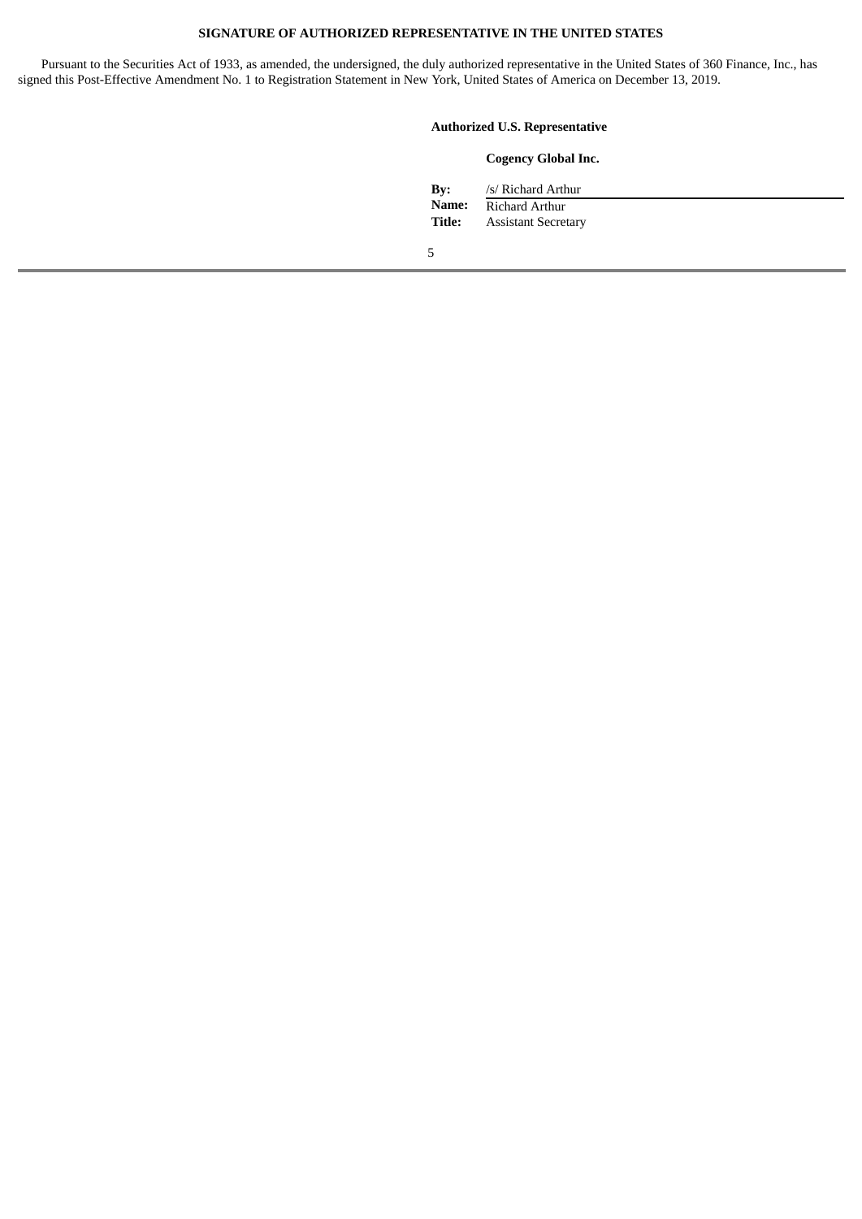## SIGNATURE OF AUTHORIZED REPRESENTATIVE IN THE UNITED STATES

Pursuant to the Securities Act of 1933, as amended, the undersigned, the duly authorized representative in the United States of 360 Finance, Inc., has signed this Post-Effective Amendment No. 1 to Registration Statement in New York, United States of America on December 13, 2019.

**Authorized U.S. Representative**

**Cogency Global Inc.**

| | |
|---|---|
| **By:** | /s/ Richard Arthur |
| **Name:** | Richard Arthur |
| **Title:** | Assistant Secretary |